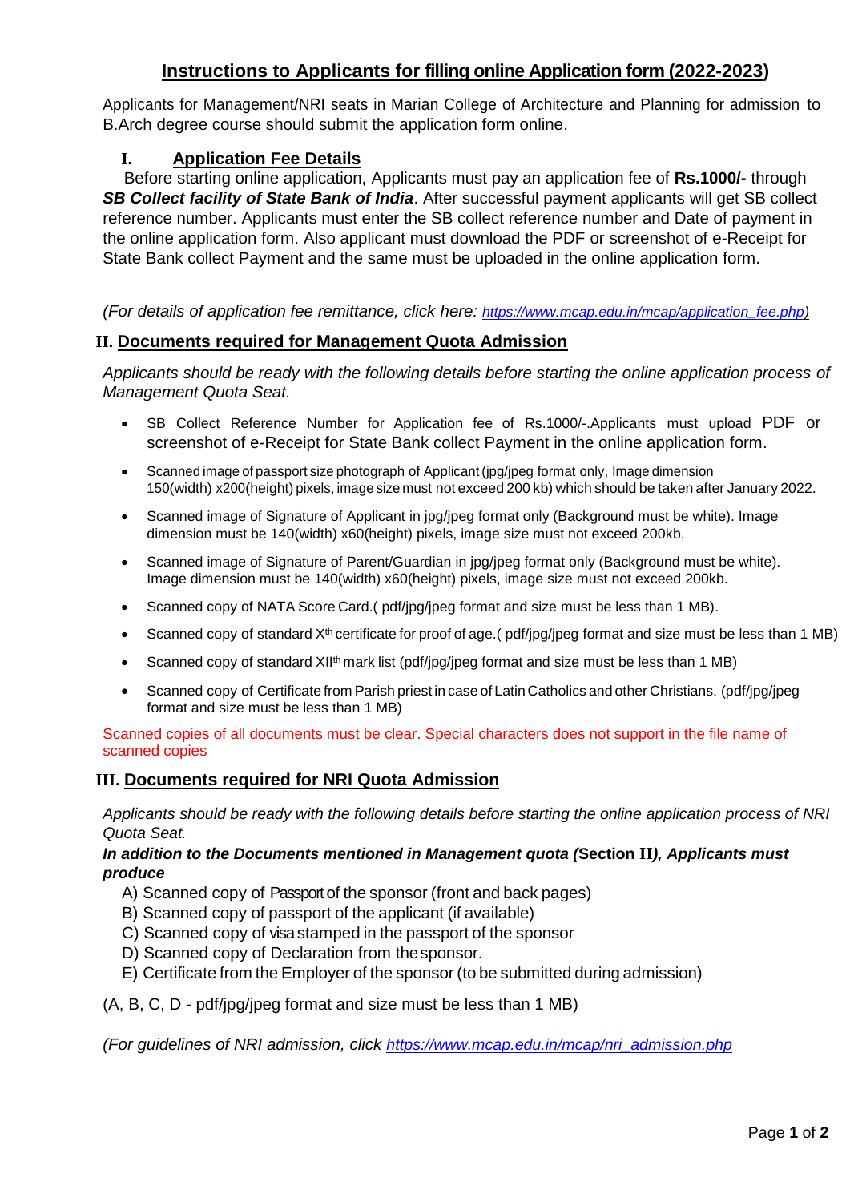# Instructions to Applicants for filling online Application form (2022-2023)

Applicants for Management/NRI seats in Marian College of Architecture and Planning for admission to B.Arch degree course should submit the application form online.

## I. Application Fee Details

Before starting online application, Applicants must pay an application fee of **Rs.1000/-** through ***SB Collect facility of State Bank of India***. After successful payment applicants will get SB collect reference number. Applicants must enter the SB collect reference number and Date of payment in the online application form. Also applicant must download the PDF or screenshot of e-Receipt for State Bank collect Payment and the same must be uploaded in the online application form.

*(For details of application fee remittance, click here: https://www.mcap.edu.in/mcap/application_fee.php)*

## II. Documents required for Management Quota Admission

*Applicants should be ready with the following details before starting the online application process of Management Quota Seat.*

- SB Collect Reference Number for Application fee of Rs.1000/-.Applicants must upload PDF or screenshot of e-Receipt for State Bank collect Payment in the online application form.
- Scanned image of passport size photograph of Applicant (jpg/jpeg format only, Image dimension 150(width) x200(height) pixels, image size must not exceed 200 kb) which should be taken after January 2022.
- Scanned image of Signature of Applicant in jpg/jpeg format only (Background must be white). Image dimension must be 140(width) x60(height) pixels, image size must not exceed 200kb.
- Scanned image of Signature of Parent/Guardian in jpg/jpeg format only (Background must be white). Image dimension must be 140(width) x60(height) pixels, image size must not exceed 200kb.
- Scanned copy of NATA Score Card.( pdf/jpg/jpeg format and size must be less than 1 MB).
- Scanned copy of standard X$^{th}$ certificate for proof of age.( pdf/jpg/jpeg format and size must be less than 1 MB)
- Scanned copy of standard XII$^{th}$ mark list (pdf/jpg/jpeg format and size must be less than 1 MB)
- Scanned copy of Certificate from Parish priest in case of Latin Catholics and other Christians. (pdf/jpg/jpeg format and size must be less than 1 MB)

Scanned copies of all documents must be clear. Special characters does not support in the file name of scanned copies

## III. Documents required for NRI Quota Admission

*Applicants should be ready with the following details before starting the online application process of NRI Quota Seat.*

***In addition to the Documents mentioned in Management quota (*Section II*), Applicants must produce***

A) Scanned copy of Passport of the sponsor (front and back pages)
B) Scanned copy of passport of the applicant (if available)
C) Scanned copy of visa stamped in the passport of the sponsor
D) Scanned copy of Declaration from the sponsor.
E) Certificate from the Employer of the sponsor (to be submitted during admission)

(A, B, C, D - pdf/jpg/jpeg format and size must be less than 1 MB)

*(For guidelines of NRI admission, click https://www.mcap.edu.in/mcap/nri_admission.php*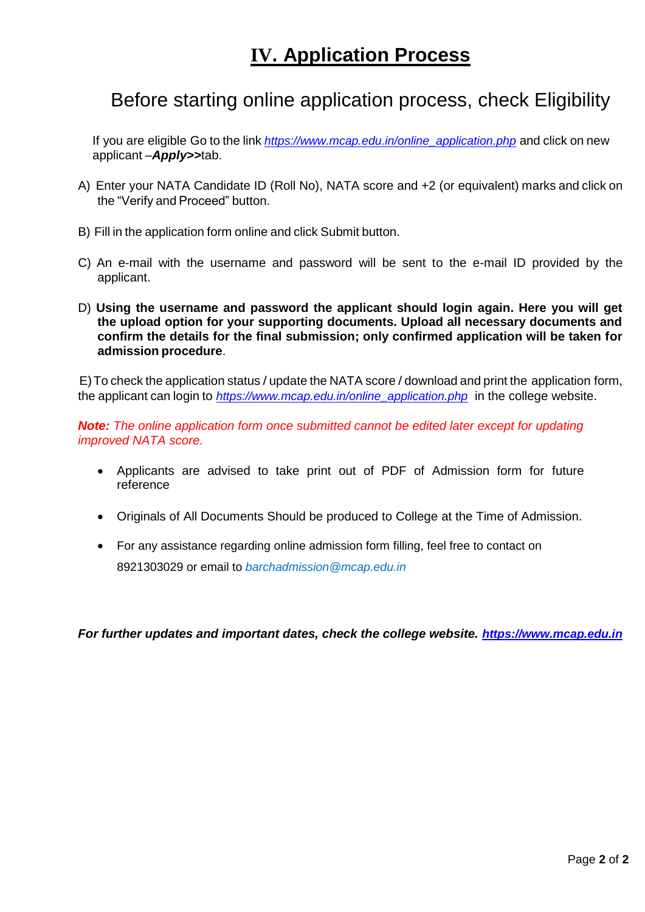# IV. Application Process

## Before starting online application process, check Eligibility

If you are eligible Go to the link *https://www.mcap.edu.in/online_application.php* and click on new applicant –***Apply>>***tab.

A) Enter your NATA Candidate ID (Roll No), NATA score and +2 (or equivalent) marks and click on the "Verify and Proceed" button.

B) Fill in the application form online and click Submit button.

C) An e-mail with the username and password will be sent to the e-mail ID provided by the applicant.

D) **Using the username and password the applicant should login again. Here you will get the upload option for your supporting documents. Upload all necessary documents and confirm the details for the final submission; only confirmed application will be taken for admission procedure**.

E) To check the application status / update the NATA score / download and print the application form, the applicant can login to *https://www.mcap.edu.in/online_application.php* in the college website.

***Note:*** *The online application form once submitted cannot be edited later except for updating improved NATA score.*

- Applicants are advised to take print out of PDF of Admission form for future reference
- Originals of All Documents Should be produced to College at the Time of Admission.
- For any assistance regarding online admission form filling, feel free to contact on 8921303029 or email to *barchadmission@mcap.edu.in*

***For further updates and important dates, check the college website. https://www.mcap.edu.in***